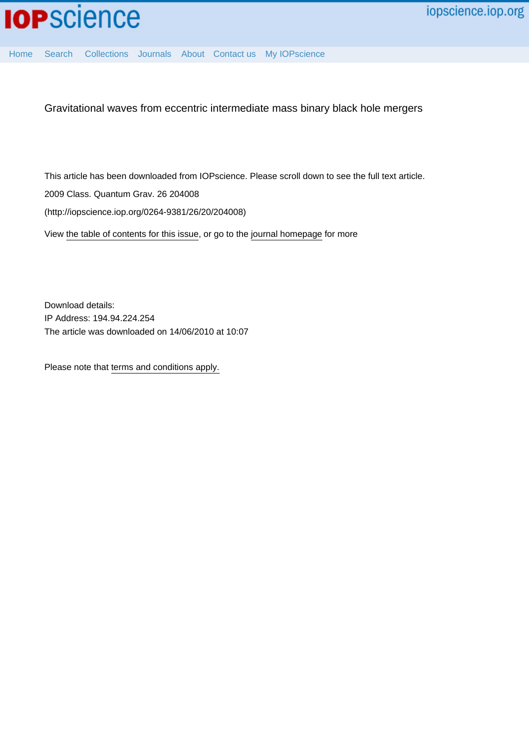# Gravitational waves from eccentric intermediate mass binary black hole mergers

This article has been downloaded from IOPscience. Please scroll down to see the full text article.

2009 Class. Quantum Grav. 26 204008

(http://iopscience.iop.org/0264-9381/26/20/204008)

View the table of contents for this issue, or go to the journal homepage for more

Download details:
IP Address: 194.94.224.254
The article was downloaded on 14/06/2010 at 10:07

Please note that terms and conditions apply.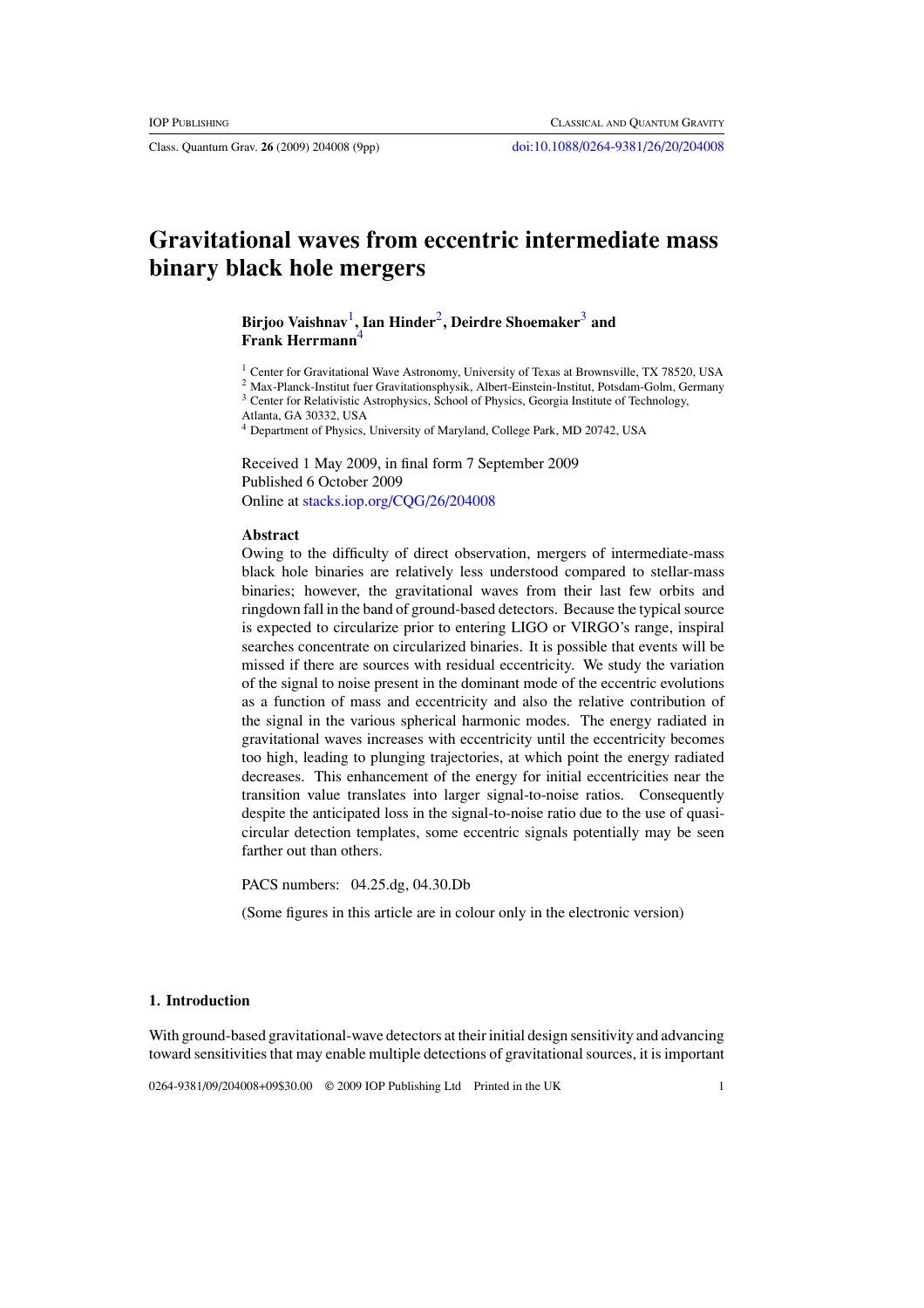# Gravitational waves from eccentric intermediate mass binary black hole mergers

**Birjoo Vaishnav**[1], **Ian Hinder**[2], **Deirdre Shoemaker**[3] and **Frank Herrmann**[4]

[1] Center for Gravitational Wave Astronomy, University of Texas at Brownsville, TX 78520, USA
[2] Max-Planck-Institut fuer Gravitationsphysik, Albert-Einstein-Institut, Potsdam-Golm, Germany
[3] Center for Relativistic Astrophysics, School of Physics, Georgia Institute of Technology, Atlanta, GA 30332, USA
[4] Department of Physics, University of Maryland, College Park, MD 20742, USA

Received 1 May 2009, in final form 7 September 2009
Published 6 October 2009
Online at stacks.iop.org/CQG/26/204008

## Abstract

Owing to the difficulty of direct observation, mergers of intermediate-mass black hole binaries are relatively less understood compared to stellar-mass binaries; however, the gravitational waves from their last few orbits and ringdown fall in the band of ground-based detectors. Because the typical source is expected to circularize prior to entering LIGO or VIRGO's range, inspiral searches concentrate on circularized binaries. It is possible that events will be missed if there are sources with residual eccentricity. We study the variation of the signal to noise present in the dominant mode of the eccentric evolutions as a function of mass and eccentricity and also the relative contribution of the signal in the various spherical harmonic modes. The energy radiated in gravitational waves increases with eccentricity until the eccentricity becomes too high, leading to plunging trajectories, at which point the energy radiated decreases. This enhancement of the energy for initial eccentricities near the transition value translates into larger signal-to-noise ratios. Consequently despite the anticipated loss in the signal-to-noise ratio due to the use of quasi-circular detection templates, some eccentric signals potentially may be seen farther out than others.

PACS numbers: 04.25.dg, 04.30.Db

(Some figures in this article are in colour only in the electronic version)

## 1. Introduction

With ground-based gravitational-wave detectors at their initial design sensitivity and advancing toward sensitivities that may enable multiple detections of gravitational sources, it is important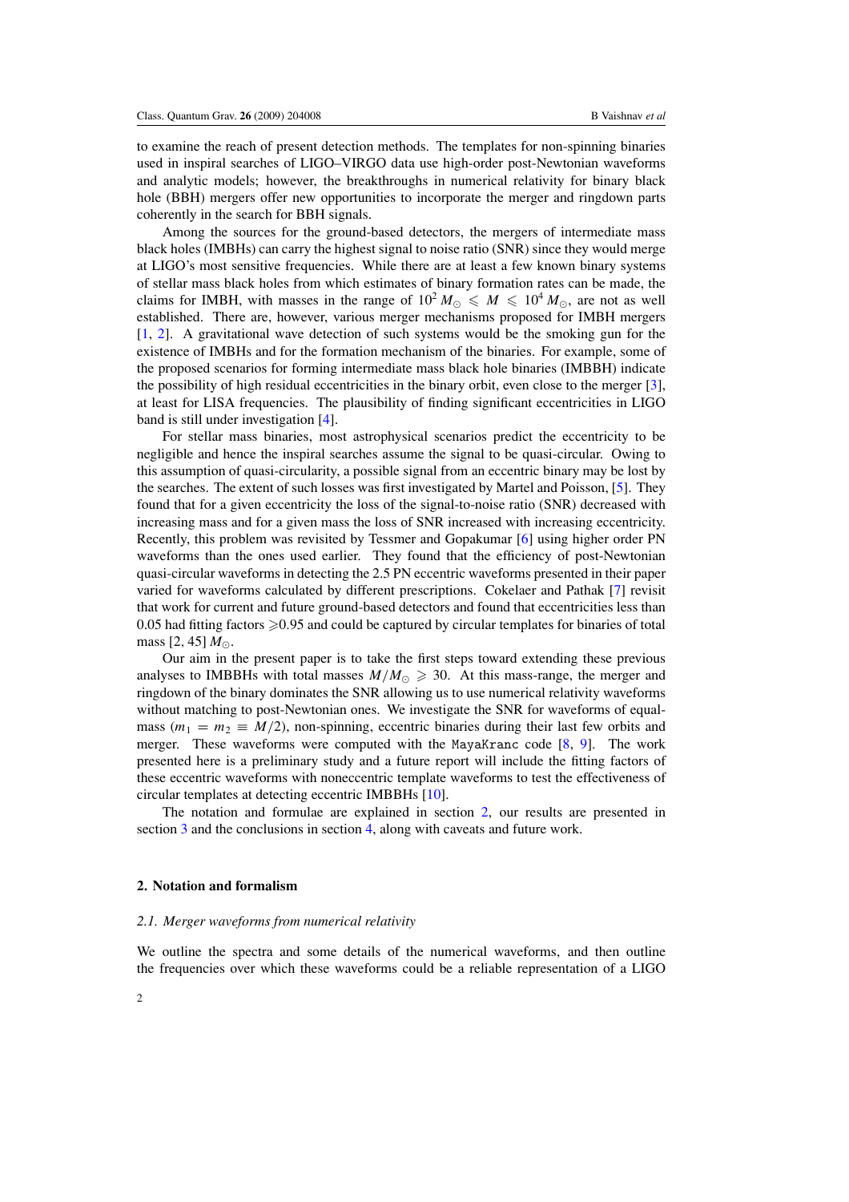to examine the reach of present detection methods. The templates for non-spinning binaries used in inspiral searches of LIGO–VIRGO data use high-order post-Newtonian waveforms and analytic models; however, the breakthroughs in numerical relativity for binary black hole (BBH) mergers offer new opportunities to incorporate the merger and ringdown parts coherently in the search for BBH signals.

Among the sources for the ground-based detectors, the mergers of intermediate mass black holes (IMBHs) can carry the highest signal to noise ratio (SNR) since they would merge at LIGO's most sensitive frequencies. While there are at least a few known binary systems of stellar mass black holes from which estimates of binary formation rates can be made, the claims for IMBH, with masses in the range of $10^2\,M_\odot \leqslant M \leqslant 10^4\,M_\odot$, are not as well established. There are, however, various merger mechanisms proposed for IMBH mergers [1, 2]. A gravitational wave detection of such systems would be the smoking gun for the existence of IMBHs and for the formation mechanism of the binaries. For example, some of the proposed scenarios for forming intermediate mass black hole binaries (IMBBH) indicate the possibility of high residual eccentricities in the binary orbit, even close to the merger [3], at least for LISA frequencies. The plausibility of finding significant eccentricities in LIGO band is still under investigation [4].

For stellar mass binaries, most astrophysical scenarios predict the eccentricity to be negligible and hence the inspiral searches assume the signal to be quasi-circular. Owing to this assumption of quasi-circularity, a possible signal from an eccentric binary may be lost by the searches. The extent of such losses was first investigated by Martel and Poisson, [5]. They found that for a given eccentricity the loss of the signal-to-noise ratio (SNR) decreased with increasing mass and for a given mass the loss of SNR increased with increasing eccentricity. Recently, this problem was revisited by Tessmer and Gopakumar [6] using higher order PN waveforms than the ones used earlier. They found that the efficiency of post-Newtonian quasi-circular waveforms in detecting the 2.5 PN eccentric waveforms presented in their paper varied for waveforms calculated by different prescriptions. Cokelaer and Pathak [7] revisit that work for current and future ground-based detectors and found that eccentricities less than 0.05 had fitting factors $\geqslant$0.95 and could be captured by circular templates for binaries of total mass [2, 45] $M_\odot$.

Our aim in the present paper is to take the first steps toward extending these previous analyses to IMBBHs with total masses $M/M_\odot \geqslant 30$. At this mass-range, the merger and ringdown of the binary dominates the SNR allowing us to use numerical relativity waveforms without matching to post-Newtonian ones. We investigate the SNR for waveforms of equal-mass ($m_1 = m_2 \equiv M/2$), non-spinning, eccentric binaries during their last few orbits and merger. These waveforms were computed with the `MayaKranc` code [8, 9]. The work presented here is a preliminary study and a future report will include the fitting factors of these eccentric waveforms with noneccentric template waveforms to test the effectiveness of circular templates at detecting eccentric IMBBHs [10].

The notation and formulae are explained in section 2, our results are presented in section 3 and the conclusions in section 4, along with caveats and future work.

## 2. Notation and formalism

### 2.1. Merger waveforms from numerical relativity

We outline the spectra and some details of the numerical waveforms, and then outline the frequencies over which these waveforms could be a reliable representation of a LIGO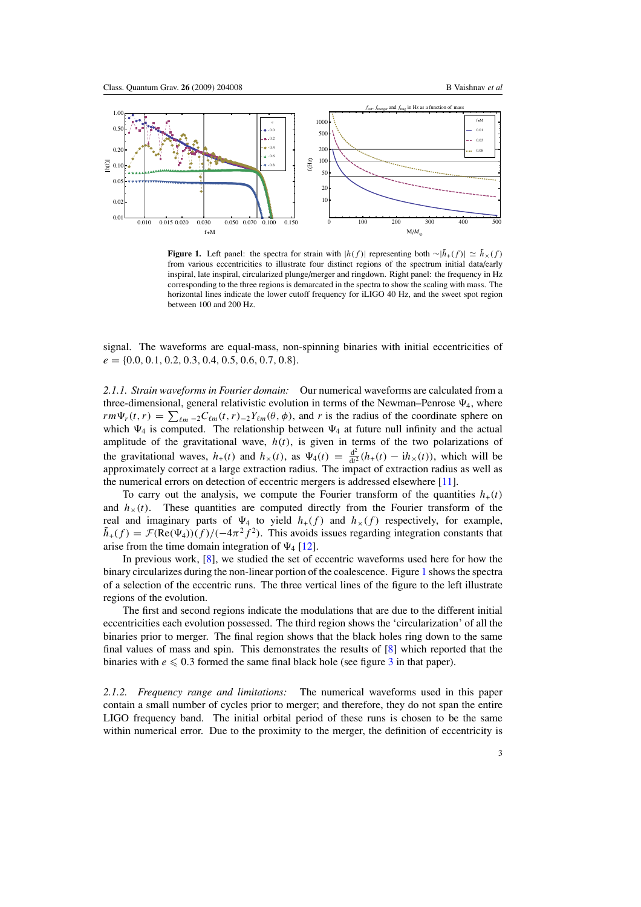**Figure 1.** Left panel: the spectra for strain with $|h(f)|$ representing both $\sim|\tilde{h}_+(f)| \simeq \tilde{h}_\times(f)$ from various eccentricities to illustrate four distinct regions of the spectrum initial data/early inspiral, late inspiral, circularized plunge/merger and ringdown. Right panel: the frequency in Hz corresponding to the three regions is demarcated in the spectra to show the scaling with mass. The horizontal lines indicate the lower cutoff frequency for iLIGO 40 Hz, and the sweet spot region between 100 and 200 Hz.

signal. The waveforms are equal-mass, non-spinning binaries with initial eccentricities of $e = \{0.0, 0.1, 0.2, 0.3, 0.4, 0.5, 0.6, 0.7, 0.8\}$.

*2.1.1. Strain waveforms in Fourier domain:* Our numerical waveforms are calculated from a three-dimensional, general relativistic evolution in terms of the Newman–Penrose $\Psi_4$, where $rm\Psi_r(t,r) = \sum_{\ell m} {}_{-2}C_{\ell m}(t,r)_{-2}Y_{\ell m}(\theta,\phi)$, and $r$ is the radius of the coordinate sphere on which $\Psi_4$ is computed. The relationship between $\Psi_4$ at future null infinity and the actual amplitude of the gravitational wave, $h(t)$, is given in terms of the two polarizations of the gravitational waves, $h_+(t)$ and $h_\times(t)$, as $\Psi_4(t) = \frac{\mathrm{d}^2}{\mathrm{d}t^2}(h_+(t) - \mathrm{i}h_\times(t))$, which will be approximately correct at a large extraction radius. The impact of extraction radius as well as the numerical errors on detection of eccentric mergers is addressed elsewhere [11].

To carry out the analysis, we compute the Fourier transform of the quantities $h_+(t)$ and $h_\times(t)$. These quantities are computed directly from the Fourier transform of the real and imaginary parts of $\Psi_4$ to yield $h_+(f)$ and $h_\times(f)$ respectively, for example, $\tilde{h}_+(f) = \mathcal{F}(\mathrm{Re}(\Psi_4))(f)/(-4\pi^2 f^2)$. This avoids issues regarding integration constants that arise from the time domain integration of $\Psi_4$ [12].

In previous work, [8], we studied the set of eccentric waveforms used here for how the binary circularizes during the non-linear portion of the coalescence. Figure 1 shows the spectra of a selection of the eccentric runs. The three vertical lines of the figure to the left illustrate regions of the evolution.

The first and second regions indicate the modulations that are due to the different initial eccentricities each evolution possessed. The third region shows the 'circularization' of all the binaries prior to merger. The final region shows that the black holes ring down to the same final values of mass and spin. This demonstrates the results of [8] which reported that the binaries with $e \leqslant 0.3$ formed the same final black hole (see figure 3 in that paper).

*2.1.2. Frequency range and limitations:* The numerical waveforms used in this paper contain a small number of cycles prior to merger; and therefore, they do not span the entire LIGO frequency band. The initial orbital period of these runs is chosen to be the same within numerical error. Due to the proximity to the merger, the definition of eccentricity is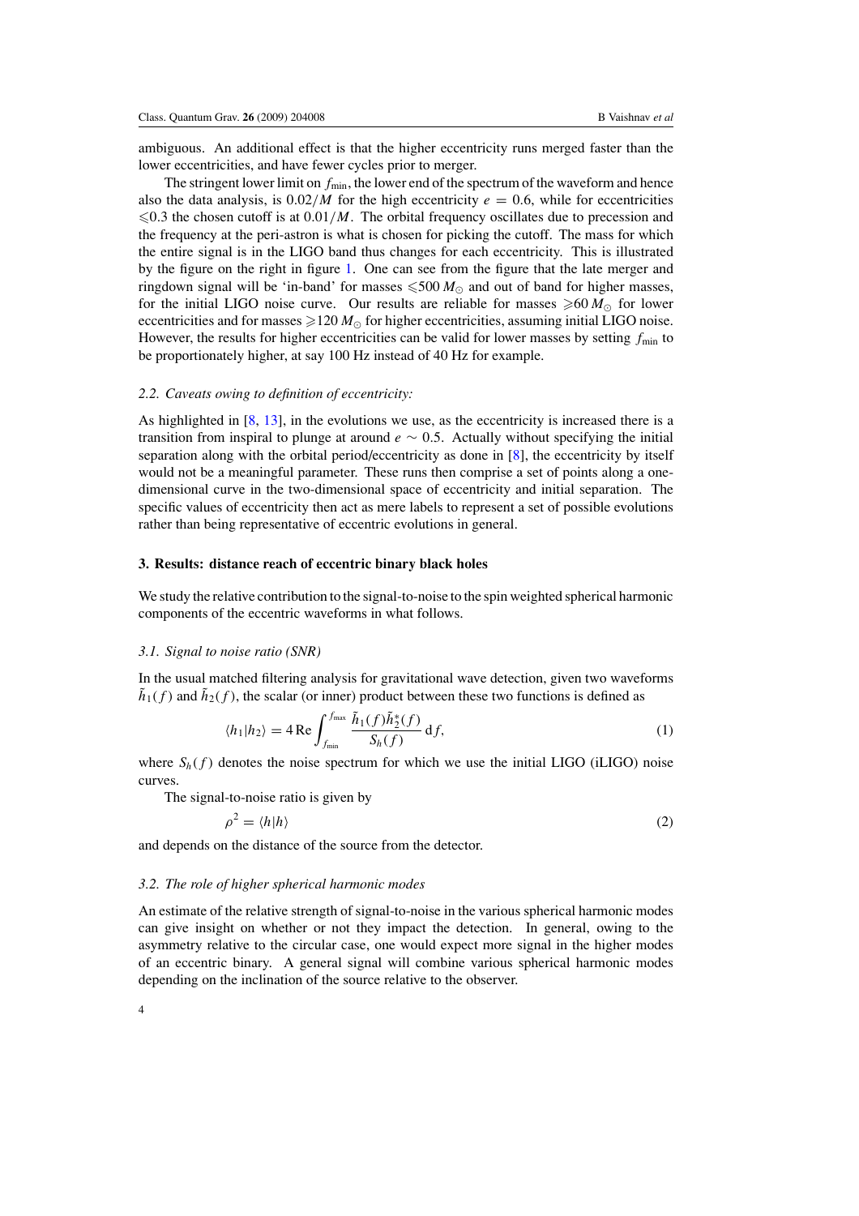ambiguous. An additional effect is that the higher eccentricity runs merged faster than the lower eccentricities, and have fewer cycles prior to merger.

The stringent lower limit on $f_{\min}$, the lower end of the spectrum of the waveform and hence also the data analysis, is $0.02/M$ for the high eccentricity $e = 0.6$, while for eccentricities $\leqslant 0.3$ the chosen cutoff is at $0.01/M$. The orbital frequency oscillates due to precession and the frequency at the peri-astron is what is chosen for picking the cutoff. The mass for which the entire signal is in the LIGO band thus changes for each eccentricity. This is illustrated by the figure on the right in figure 1. One can see from the figure that the late merger and ringdown signal will be 'in-band' for masses $\leqslant 500\, M_{\odot}$ and out of band for higher masses, for the initial LIGO noise curve. Our results are reliable for masses $\geqslant 60\, M_{\odot}$ for lower eccentricities and for masses $\geqslant 120\, M_{\odot}$ for higher eccentricities, assuming initial LIGO noise. However, the results for higher eccentricities can be valid for lower masses by setting $f_{\min}$ to be proportionately higher, at say 100 Hz instead of 40 Hz for example.

### 2.2. *Caveats owing to definition of eccentricity:*

As highlighted in [8, 13], in the evolutions we use, as the eccentricity is increased there is a transition from inspiral to plunge at around $e \sim 0.5$. Actually without specifying the initial separation along with the orbital period/eccentricity as done in [8], the eccentricity by itself would not be a meaningful parameter. These runs then comprise a set of points along a one-dimensional curve in the two-dimensional space of eccentricity and initial separation. The specific values of eccentricity then act as mere labels to represent a set of possible evolutions rather than being representative of eccentric evolutions in general.

## 3. Results: distance reach of eccentric binary black holes

We study the relative contribution to the signal-to-noise to the spin weighted spherical harmonic components of the eccentric waveforms in what follows.

### 3.1. *Signal to noise ratio (SNR)*

In the usual matched filtering analysis for gravitational wave detection, given two waveforms $\tilde{h}_1(f)$ and $\tilde{h}_2(f)$, the scalar (or inner) product between these two functions is defined as

$$\langle h_1 | h_2 \rangle = 4\,\mathrm{Re} \int_{f_{\min}}^{f_{\max}} \frac{\tilde{h}_1(f)\tilde{h}_2^*(f)}{S_h(f)}\, \mathrm{d}f, \tag{1}$$

where $S_h(f)$ denotes the noise spectrum for which we use the initial LIGO (iLIGO) noise curves.

The signal-to-noise ratio is given by

$$\rho^2 = \langle h | h \rangle \tag{2}$$

and depends on the distance of the source from the detector.

### 3.2. *The role of higher spherical harmonic modes*

An estimate of the relative strength of signal-to-noise in the various spherical harmonic modes can give insight on whether or not they impact the detection. In general, owing to the asymmetry relative to the circular case, one would expect more signal in the higher modes of an eccentric binary. A general signal will combine various spherical harmonic modes depending on the inclination of the source relative to the observer.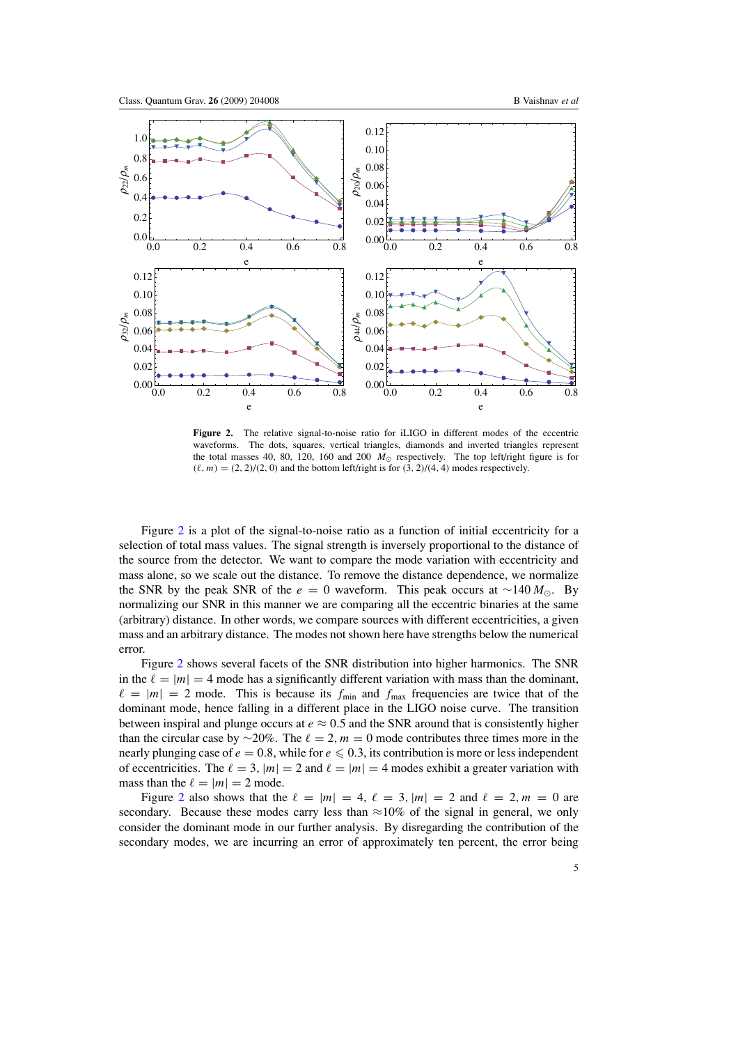**Figure 2.** The relative signal-to-noise ratio for iLIGO in different modes of the eccentric waveforms. The dots, squares, vertical triangles, diamonds and inverted triangles represent the total masses 40, 80, 120, 160 and 200 $M_\odot$ respectively. The top left/right figure is for $(\ell, m) = (2, 2)/(2, 0)$ and the bottom left/right is for $(3, 2)/(4, 4)$ modes respectively.

Figure 2 is a plot of the signal-to-noise ratio as a function of initial eccentricity for a selection of total mass values. The signal strength is inversely proportional to the distance of the source from the detector. We want to compare the mode variation with eccentricity and mass alone, so we scale out the distance. To remove the distance dependence, we normalize the SNR by the peak SNR of the $e = 0$ waveform. This peak occurs at $\sim 140\, M_\odot$. By normalizing our SNR in this manner we are comparing all the eccentric binaries at the same (arbitrary) distance. In other words, we compare sources with different eccentricities, a given mass and an arbitrary distance. The modes not shown here have strengths below the numerical error.

Figure 2 shows several facets of the SNR distribution into higher harmonics. The SNR in the $\ell = |m| = 4$ mode has a significantly different variation with mass than the dominant, $\ell = |m| = 2$ mode. This is because its $f_{\min}$ and $f_{\max}$ frequencies are twice that of the dominant mode, hence falling in a different place in the LIGO noise curve. The transition between inspiral and plunge occurs at $e \approx 0.5$ and the SNR around that is consistently higher than the circular case by $\sim 20\%$. The $\ell = 2, m = 0$ mode contributes three times more in the nearly plunging case of $e = 0.8$, while for $e \leqslant 0.3$, its contribution is more or less independent of eccentricities. The $\ell = 3, |m| = 2$ and $\ell = |m| = 4$ modes exhibit a greater variation with mass than the $\ell = |m| = 2$ mode.

Figure 2 also shows that the $\ell = |m| = 4$, $\ell = 3, |m| = 2$ and $\ell = 2, m = 0$ are secondary. Because these modes carry less than $\approx 10\%$ of the signal in general, we only consider the dominant mode in our further analysis. By disregarding the contribution of the secondary modes, we are incurring an error of approximately ten percent, the error being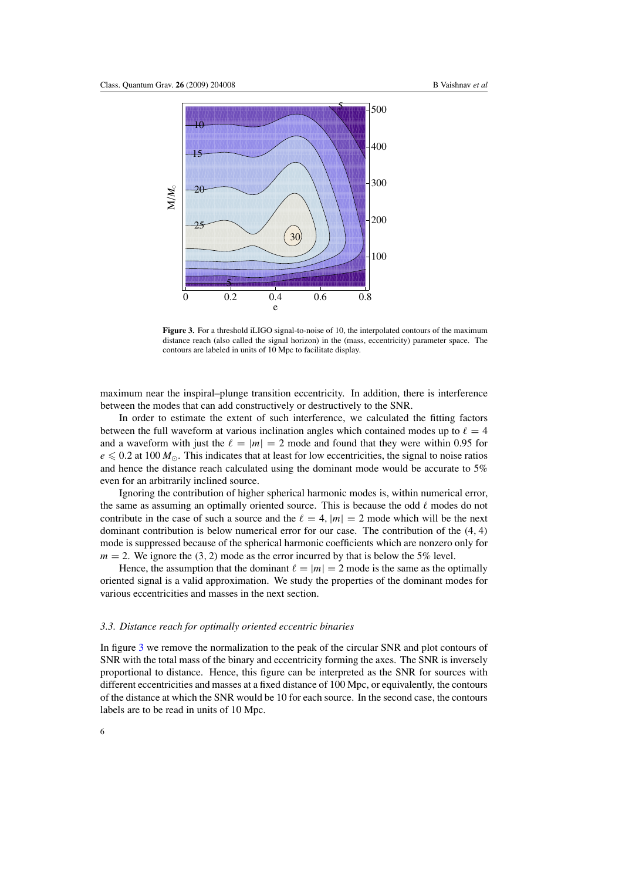**Figure 3.** For a threshold iLIGO signal-to-noise of 10, the interpolated contours of the maximum distance reach (also called the signal horizon) in the (mass, eccentricity) parameter space. The contours are labeled in units of 10 Mpc to facilitate display.

maximum near the inspiral–plunge transition eccentricity. In addition, there is interference between the modes that can add constructively or destructively to the SNR.

In order to estimate the extent of such interference, we calculated the fitting factors between the full waveform at various inclination angles which contained modes up to $\ell = 4$ and a waveform with just the $\ell = |m| = 2$ mode and found that they were within 0.95 for $e \leqslant 0.2$ at 100 $M_{\odot}$. This indicates that at least for low eccentricities, the signal to noise ratios and hence the distance reach calculated using the dominant mode would be accurate to 5% even for an arbitrarily inclined source.

Ignoring the contribution of higher spherical harmonic modes is, within numerical error, the same as assuming an optimally oriented source. This is because the odd $\ell$ modes do not contribute in the case of such a source and the $\ell = 4, |m| = 2$ mode which will be the next dominant contribution is below numerical error for our case. The contribution of the $(4, 4)$ mode is suppressed because of the spherical harmonic coefficients which are nonzero only for $m = 2$. We ignore the $(3, 2)$ mode as the error incurred by that is below the 5% level.

Hence, the assumption that the dominant $\ell = |m| = 2$ mode is the same as the optimally oriented signal is a valid approximation. We study the properties of the dominant modes for various eccentricities and masses in the next section.

### *3.3. Distance reach for optimally oriented eccentric binaries*

In figure 3 we remove the normalization to the peak of the circular SNR and plot contours of SNR with the total mass of the binary and eccentricity forming the axes. The SNR is inversely proportional to distance. Hence, this figure can be interpreted as the SNR for sources with different eccentricities and masses at a fixed distance of 100 Mpc, or equivalently, the contours of the distance at which the SNR would be 10 for each source. In the second case, the contours labels are to be read in units of 10 Mpc.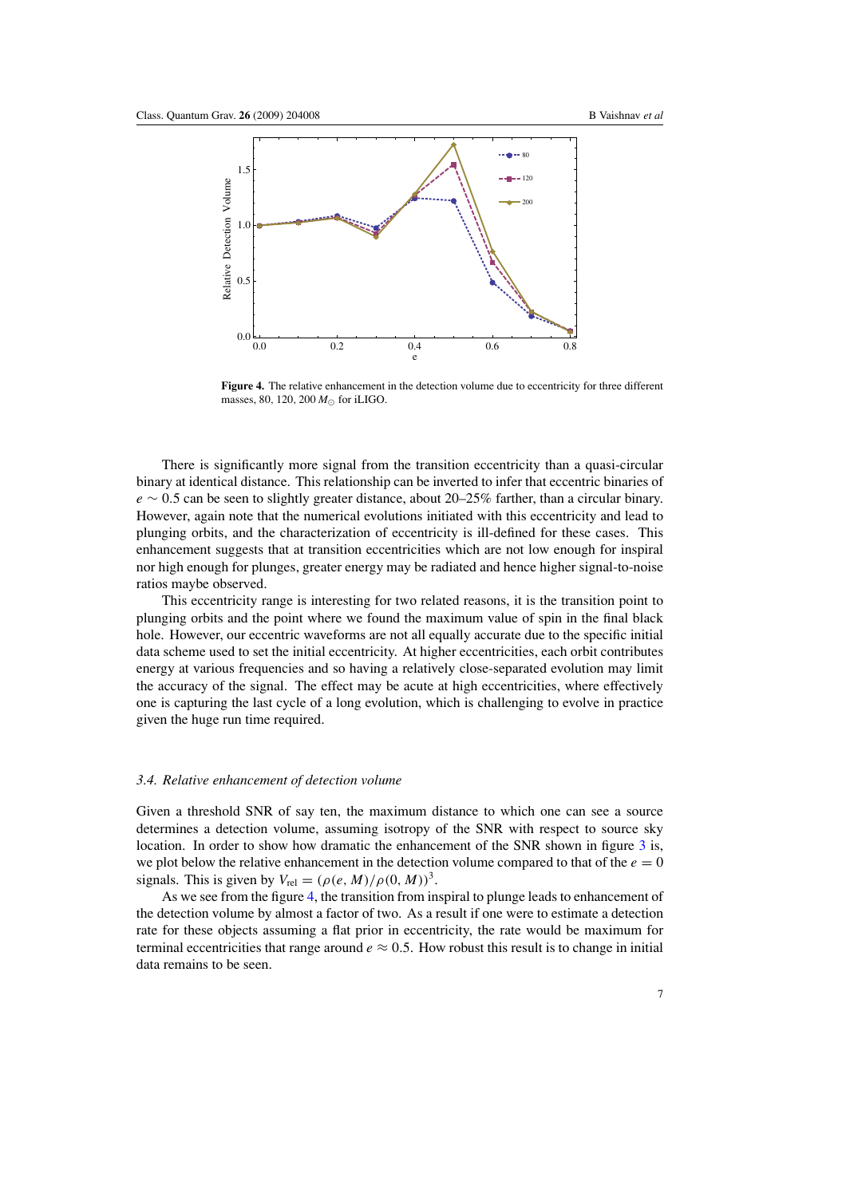**Figure 4.** The relative enhancement in the detection volume due to eccentricity for three different masses, 80, 120, 200 $M_\odot$ for iLIGO.

There is significantly more signal from the transition eccentricity than a quasi-circular binary at identical distance. This relationship can be inverted to infer that eccentric binaries of $e \sim 0.5$ can be seen to slightly greater distance, about 20–25% farther, than a circular binary. However, again note that the numerical evolutions initiated with this eccentricity and lead to plunging orbits, and the characterization of eccentricity is ill-defined for these cases. This enhancement suggests that at transition eccentricities which are not low enough for inspiral nor high enough for plunges, greater energy may be radiated and hence higher signal-to-noise ratios maybe observed.

This eccentricity range is interesting for two related reasons, it is the transition point to plunging orbits and the point where we found the maximum value of spin in the final black hole. However, our eccentric waveforms are not all equally accurate due to the specific initial data scheme used to set the initial eccentricity. At higher eccentricities, each orbit contributes energy at various frequencies and so having a relatively close-separated evolution may limit the accuracy of the signal. The effect may be acute at high eccentricities, where effectively one is capturing the last cycle of a long evolution, which is challenging to evolve in practice given the huge run time required.

### *3.4. Relative enhancement of detection volume*

Given a threshold SNR of say ten, the maximum distance to which one can see a source determines a detection volume, assuming isotropy of the SNR with respect to source sky location. In order to show how dramatic the enhancement of the SNR shown in figure 3 is, we plot below the relative enhancement in the detection volume compared to that of the $e = 0$ signals. This is given by $V_{\mathrm{rel}} = (\rho(e, M)/\rho(0, M))^3$.

As we see from the figure 4, the transition from inspiral to plunge leads to enhancement of the detection volume by almost a factor of two. As a result if one were to estimate a detection rate for these objects assuming a flat prior in eccentricity, the rate would be maximum for terminal eccentricities that range around $e \approx 0.5$. How robust this result is to change in initial data remains to be seen.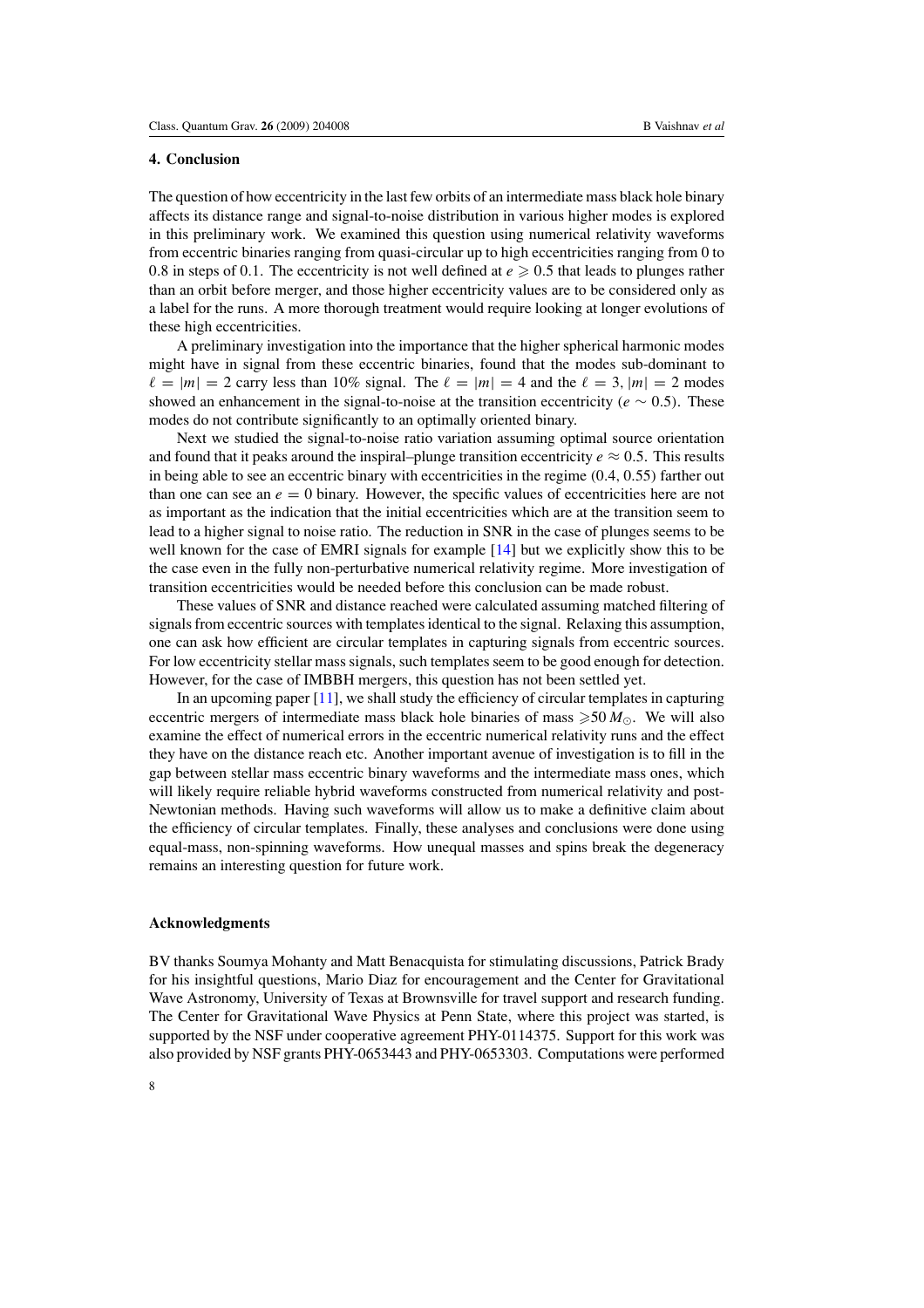## 4. Conclusion

The question of how eccentricity in the last few orbits of an intermediate mass black hole binary affects its distance range and signal-to-noise distribution in various higher modes is explored in this preliminary work. We examined this question using numerical relativity waveforms from eccentric binaries ranging from quasi-circular up to high eccentricities ranging from 0 to 0.8 in steps of 0.1. The eccentricity is not well defined at $e \geqslant 0.5$ that leads to plunges rather than an orbit before merger, and those higher eccentricity values are to be considered only as a label for the runs. A more thorough treatment would require looking at longer evolutions of these high eccentricities.

A preliminary investigation into the importance that the higher spherical harmonic modes might have in signal from these eccentric binaries, found that the modes sub-dominant to $\ell = |m| = 2$ carry less than 10% signal. The $\ell = |m| = 4$ and the $\ell = 3, |m| = 2$ modes showed an enhancement in the signal-to-noise at the transition eccentricity ($e \sim 0.5$). These modes do not contribute significantly to an optimally oriented binary.

Next we studied the signal-to-noise ratio variation assuming optimal source orientation and found that it peaks around the inspiral–plunge transition eccentricity $e \approx 0.5$. This results in being able to see an eccentric binary with eccentricities in the regime (0.4, 0.55) farther out than one can see an $e = 0$ binary. However, the specific values of eccentricities here are not as important as the indication that the initial eccentricities which are at the transition seem to lead to a higher signal to noise ratio. The reduction in SNR in the case of plunges seems to be well known for the case of EMRI signals for example [14] but we explicitly show this to be the case even in the fully non-perturbative numerical relativity regime. More investigation of transition eccentricities would be needed before this conclusion can be made robust.

These values of SNR and distance reached were calculated assuming matched filtering of signals from eccentric sources with templates identical to the signal. Relaxing this assumption, one can ask how efficient are circular templates in capturing signals from eccentric sources. For low eccentricity stellar mass signals, such templates seem to be good enough for detection. However, for the case of IMBBH mergers, this question has not been settled yet.

In an upcoming paper [11], we shall study the efficiency of circular templates in capturing eccentric mergers of intermediate mass black hole binaries of mass $\geqslant 50\, M_{\odot}$. We will also examine the effect of numerical errors in the eccentric numerical relativity runs and the effect they have on the distance reach etc. Another important avenue of investigation is to fill in the gap between stellar mass eccentric binary waveforms and the intermediate mass ones, which will likely require reliable hybrid waveforms constructed from numerical relativity and post-Newtonian methods. Having such waveforms will allow us to make a definitive claim about the efficiency of circular templates. Finally, these analyses and conclusions were done using equal-mass, non-spinning waveforms. How unequal masses and spins break the degeneracy remains an interesting question for future work.

### Acknowledgments

BV thanks Soumya Mohanty and Matt Benacquista for stimulating discussions, Patrick Brady for his insightful questions, Mario Diaz for encouragement and the Center for Gravitational Wave Astronomy, University of Texas at Brownsville for travel support and research funding. The Center for Gravitational Wave Physics at Penn State, where this project was started, is supported by the NSF under cooperative agreement PHY-0114375. Support for this work was also provided by NSF grants PHY-0653443 and PHY-0653303. Computations were performed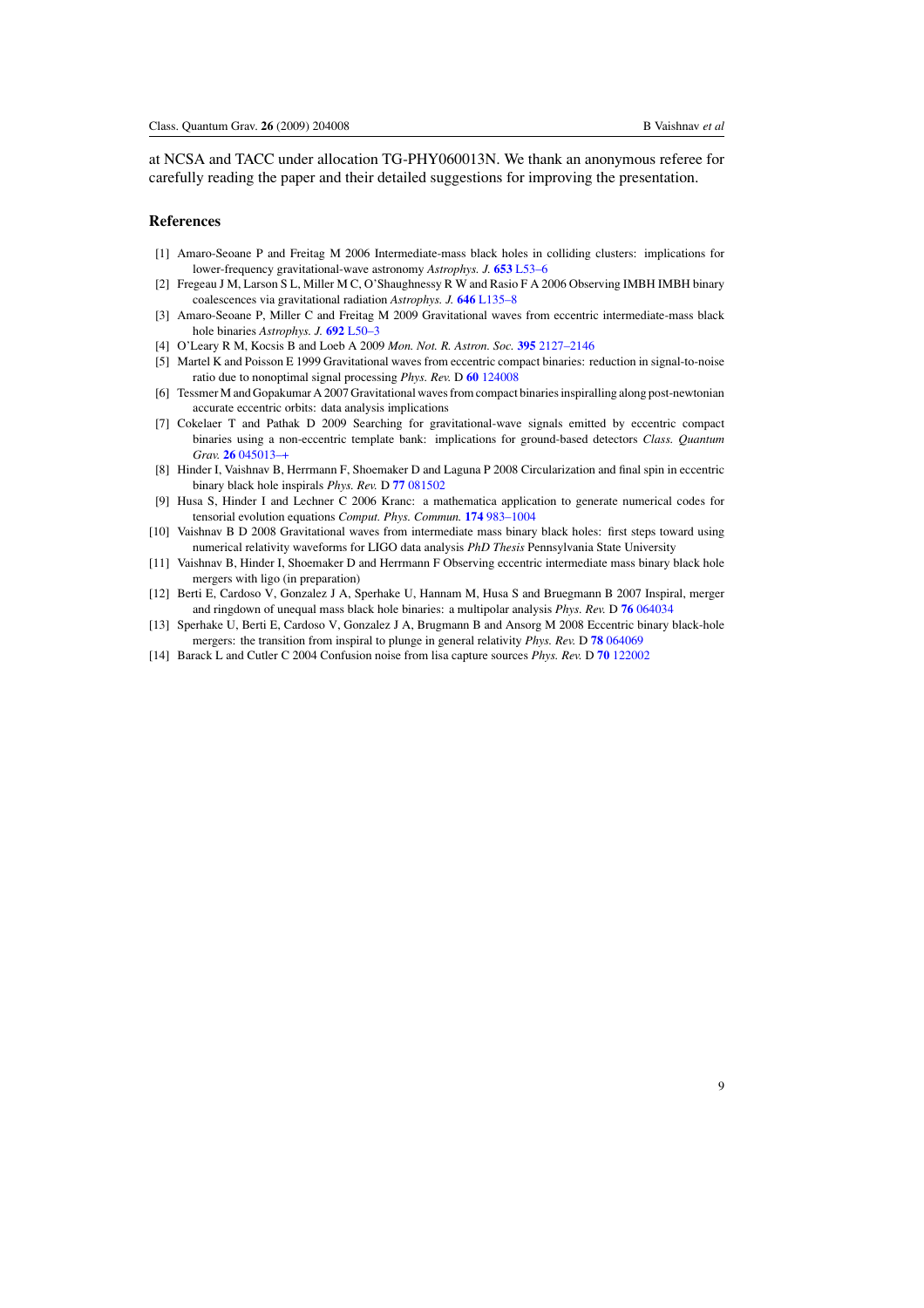at NCSA and TACC under allocation TG-PHY060013N. We thank an anonymous referee for carefully reading the paper and their detailed suggestions for improving the presentation.

## References

[1] Amaro-Seoane P and Freitag M 2006 Intermediate-mass black holes in colliding clusters: implications for lower-frequency gravitational-wave astronomy *Astrophys. J.* **653** L53–6

[2] Fregeau J M, Larson S L, Miller M C, O'Shaughnessy R W and Rasio F A 2006 Observing IMBH IMBH binary coalescences via gravitational radiation *Astrophys. J.* **646** L135–8

[3] Amaro-Seoane P, Miller C and Freitag M 2009 Gravitational waves from eccentric intermediate-mass black hole binaries *Astrophys. J.* **692** L50–3

[4] O'Leary R M, Kocsis B and Loeb A 2009 *Mon. Not. R. Astron. Soc.* **395** 2127–2146

[5] Martel K and Poisson E 1999 Gravitational waves from eccentric compact binaries: reduction in signal-to-noise ratio due to nonoptimal signal processing *Phys. Rev.* D **60** 124008

[6] Tessmer M and Gopakumar A 2007 Gravitational waves from compact binaries inspiralling along post-newtonian accurate eccentric orbits: data analysis implications

[7] Cokelaer T and Pathak D 2009 Searching for gravitational-wave signals emitted by eccentric compact binaries using a non-eccentric template bank: implications for ground-based detectors *Class. Quantum Grav.* **26** 045013–+

[8] Hinder I, Vaishnav B, Herrmann F, Shoemaker D and Laguna P 2008 Circularization and final spin in eccentric binary black hole inspirals *Phys. Rev.* D **77** 081502

[9] Husa S, Hinder I and Lechner C 2006 Kranc: a mathematica application to generate numerical codes for tensorial evolution equations *Comput. Phys. Commun.* **174** 983–1004

[10] Vaishnav B D 2008 Gravitational waves from intermediate mass binary black holes: first steps toward using numerical relativity waveforms for LIGO data analysis *PhD Thesis* Pennsylvania State University

[11] Vaishnav B, Hinder I, Shoemaker D and Herrmann F Observing eccentric intermediate mass binary black hole mergers with ligo (in preparation)

[12] Berti E, Cardoso V, Gonzalez J A, Sperhake U, Hannam M, Husa S and Bruegmann B 2007 Inspiral, merger and ringdown of unequal mass black hole binaries: a multipolar analysis *Phys. Rev.* D **76** 064034

[13] Sperhake U, Berti E, Cardoso V, Gonzalez J A, Brugmann B and Ansorg M 2008 Eccentric binary black-hole mergers: the transition from inspiral to plunge in general relativity *Phys. Rev.* D **78** 064069

[14] Barack L and Cutler C 2004 Confusion noise from lisa capture sources *Phys. Rev.* D **70** 122002